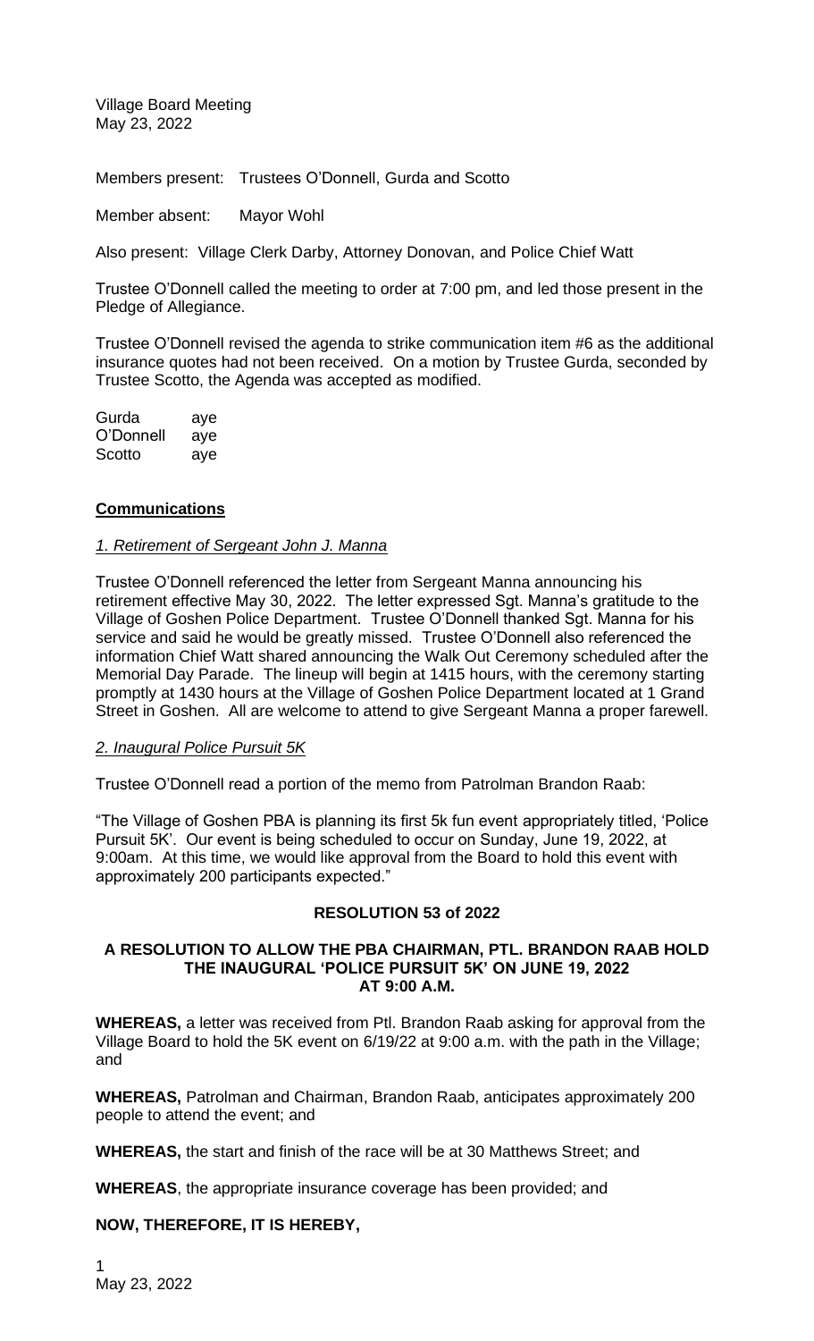Village Board Meeting
May 23, 2022

Members present: Trustees O'Donnell, Gurda and Scotto

Member absent: Mayor Wohl

Also present: Village Clerk Darby, Attorney Donovan, and Police Chief Watt

Trustee O'Donnell called the meeting to order at 7:00 pm, and led those present in the Pledge of Allegiance.

Trustee O'Donnell revised the agenda to strike communication item #6 as the additional insurance quotes had not been received. On a motion by Trustee Gurda, seconded by Trustee Scotto, the Agenda was accepted as modified.

| | |
|---|---|
| Gurda | aye |
| O'Donnell | aye |
| Scotto | aye |

## Communications

*1. Retirement of Sergeant John J. Manna*

Trustee O'Donnell referenced the letter from Sergeant Manna announcing his retirement effective May 30, 2022. The letter expressed Sgt. Manna's gratitude to the Village of Goshen Police Department. Trustee O'Donnell thanked Sgt. Manna for his service and said he would be greatly missed. Trustee O'Donnell also referenced the information Chief Watt shared announcing the Walk Out Ceremony scheduled after the Memorial Day Parade. The lineup will begin at 1415 hours, with the ceremony starting promptly at 1430 hours at the Village of Goshen Police Department located at 1 Grand Street in Goshen. All are welcome to attend to give Sergeant Manna a proper farewell.

*2. Inaugural Police Pursuit 5K*

Trustee O'Donnell read a portion of the memo from Patrolman Brandon Raab:

"The Village of Goshen PBA is planning its first 5k fun event appropriately titled, 'Police Pursuit 5K'. Our event is being scheduled to occur on Sunday, June 19, 2022, at 9:00am. At this time, we would like approval from the Board to hold this event with approximately 200 participants expected."

### RESOLUTION 53 of 2022

### A RESOLUTION TO ALLOW THE PBA CHAIRMAN, PTL. BRANDON RAAB HOLD THE INAUGURAL 'POLICE PURSUIT 5K' ON JUNE 19, 2022 AT 9:00 A.M.

**WHEREAS,** a letter was received from Ptl. Brandon Raab asking for approval from the Village Board to hold the 5K event on 6/19/22 at 9:00 a.m. with the path in the Village; and

**WHEREAS,** Patrolman and Chairman, Brandon Raab, anticipates approximately 200 people to attend the event; and

**WHEREAS,** the start and finish of the race will be at 30 Matthews Street; and

**WHEREAS**, the appropriate insurance coverage has been provided; and

**NOW, THEREFORE, IT IS HEREBY,**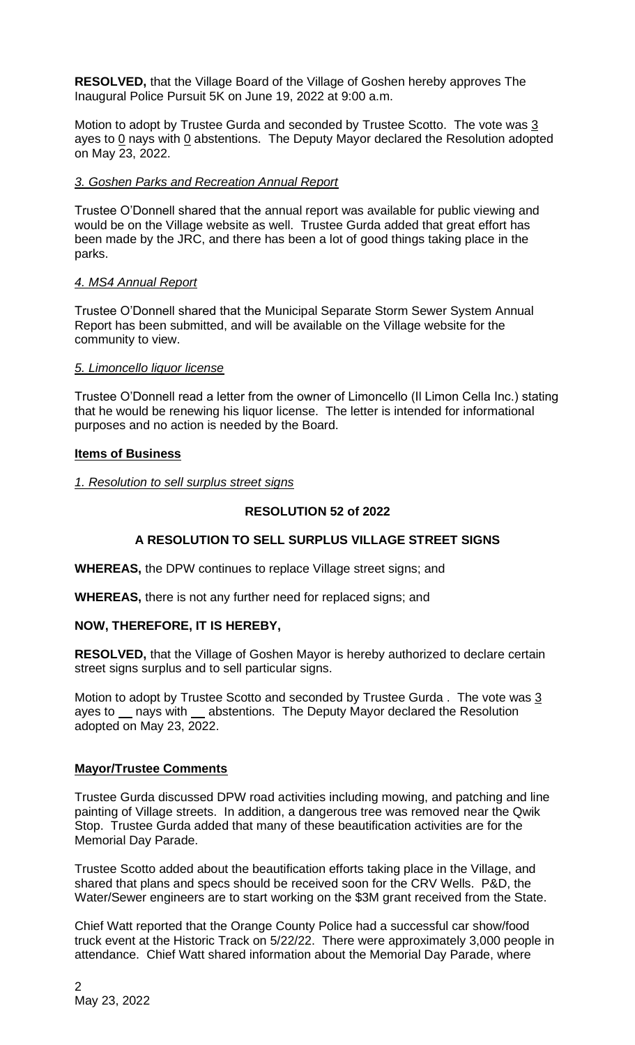**RESOLVED,** that the Village Board of the Village of Goshen hereby approves The Inaugural Police Pursuit 5K on June 19, 2022 at 9:00 a.m.

Motion to adopt by Trustee Gurda and seconded by Trustee Scotto. The vote was 3 ayes to 0 nays with 0 abstentions. The Deputy Mayor declared the Resolution adopted on May 23, 2022.

*3. Goshen Parks and Recreation Annual Report*

Trustee O'Donnell shared that the annual report was available for public viewing and would be on the Village website as well. Trustee Gurda added that great effort has been made by the JRC, and there has been a lot of good things taking place in the parks.

*4. MS4 Annual Report*

Trustee O'Donnell shared that the Municipal Separate Storm Sewer System Annual Report has been submitted, and will be available on the Village website for the community to view.

*5. Limoncello liquor license*

Trustee O'Donnell read a letter from the owner of Limoncello (Il Limon Cella Inc.) stating that he would be renewing his liquor license. The letter is intended for informational purposes and no action is needed by the Board.

**Items of Business**

*1. Resolution to sell surplus street signs*

**RESOLUTION 52 of 2022**

**A RESOLUTION TO SELL SURPLUS VILLAGE STREET SIGNS**

**WHEREAS,** the DPW continues to replace Village street signs; and

**WHEREAS,** there is not any further need for replaced signs; and

**NOW, THEREFORE, IT IS HEREBY,**

**RESOLVED,** that the Village of Goshen Mayor is hereby authorized to declare certain street signs surplus and to sell particular signs.

Motion to adopt by Trustee Scotto and seconded by Trustee Gurda . The vote was 3 ayes to __ nays with __ abstentions. The Deputy Mayor declared the Resolution adopted on May 23, 2022.

**Mayor/Trustee Comments**

Trustee Gurda discussed DPW road activities including mowing, and patching and line painting of Village streets. In addition, a dangerous tree was removed near the Qwik Stop. Trustee Gurda added that many of these beautification activities are for the Memorial Day Parade.

Trustee Scotto added about the beautification efforts taking place in the Village, and shared that plans and specs should be received soon for the CRV Wells. P&D, the Water/Sewer engineers are to start working on the $3M grant received from the State.

Chief Watt reported that the Orange County Police had a successful car show/food truck event at the Historic Track on 5/22/22. There were approximately 3,000 people in attendance. Chief Watt shared information about the Memorial Day Parade, where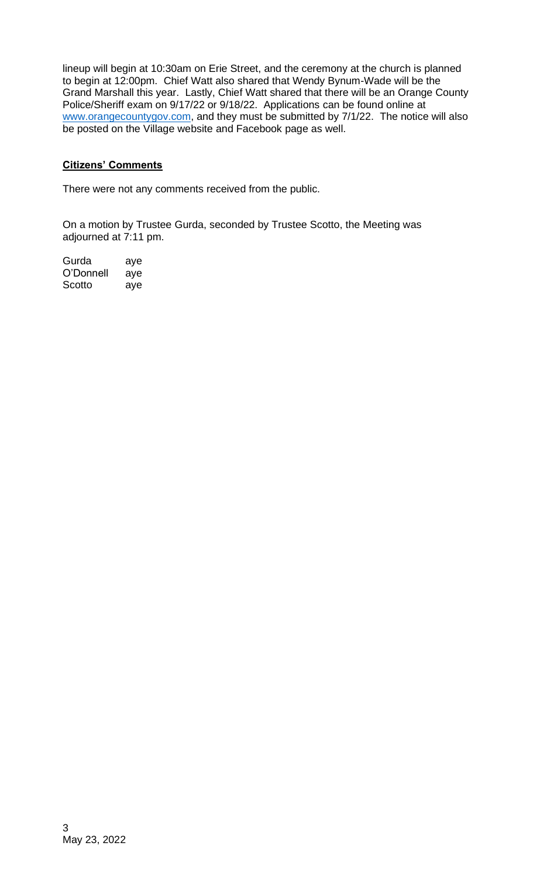lineup will begin at 10:30am on Erie Street, and the ceremony at the church is planned to begin at 12:00pm. Chief Watt also shared that Wendy Bynum-Wade will be the Grand Marshall this year. Lastly, Chief Watt shared that there will be an Orange County Police/Sheriff exam on 9/17/22 or 9/18/22. Applications can be found online at www.orangecountygov.com, and they must be submitted by 7/1/22. The notice will also be posted on the Village website and Facebook page as well.

**Citizens' Comments**

There were not any comments received from the public.

On a motion by Trustee Gurda, seconded by Trustee Scotto, the Meeting was adjourned at 7:11 pm.

| | |
|---|---|
| Gurda | aye |
| O'Donnell | aye |
| Scotto | aye |